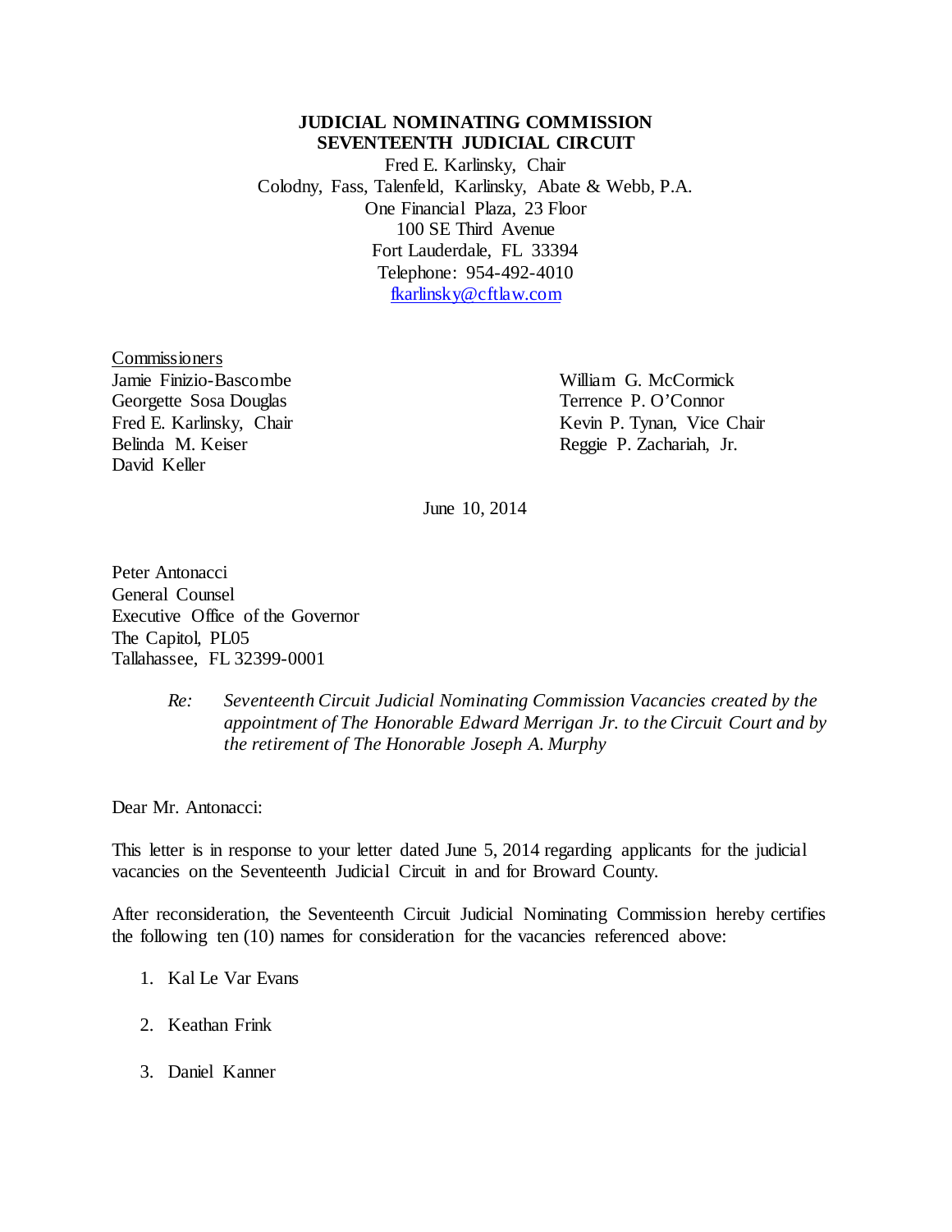**JUDICIAL NOMINATING COMMISSION**
**SEVENTEENTH JUDICIAL CIRCUIT**

Fred E. Karlinsky, Chair
Colodny, Fass, Talenfeld, Karlinsky, Abate & Webb, P.A.
One Financial Plaza, 23 Floor
100 SE Third Avenue
Fort Lauderdale, FL 33394
Telephone: 954-492-4010
fkarlinsky@cftlaw.com

Commissioners

Jamie Finizio-Bascombe
Georgette Sosa Douglas
Fred E. Karlinsky, Chair
Belinda M. Keiser
David Keller
William G. McCormick
Terrence P. O'Connor
Kevin P. Tynan, Vice Chair
Reggie P. Zachariah, Jr.

June 10, 2014

Peter Antonacci
General Counsel
Executive Office of the Governor
The Capitol, PL05
Tallahassee, FL 32399-0001

*Re: Seventeenth Circuit Judicial Nominating Commission Vacancies created by the appointment of The Honorable Edward Merrigan Jr. to the Circuit Court and by the retirement of The Honorable Joseph A. Murphy*

Dear Mr. Antonacci:

This letter is in response to your letter dated June 5, 2014 regarding applicants for the judicial vacancies on the Seventeenth Judicial Circuit in and for Broward County.

After reconsideration, the Seventeenth Circuit Judicial Nominating Commission hereby certifies the following ten (10) names for consideration for the vacancies referenced above:

1. Kal Le Var Evans
2. Keathan Frink
3. Daniel Kanner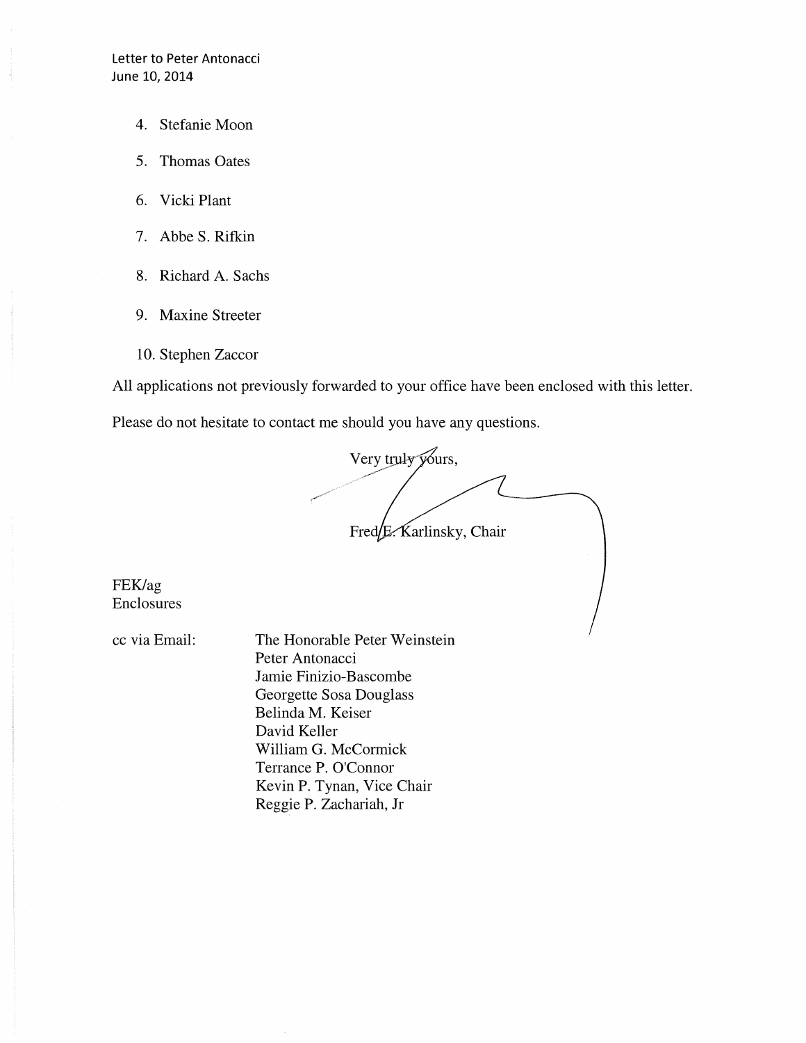4. Stefanie Moon
5. Thomas Oates
6. Vicki Plant
7. Abbe S. Rifkin
8. Richard A. Sachs
9. Maxine Streeter
10. Stephen Zaccor

All applications not previously forwarded to your office have been enclosed with this letter.

Please do not hesitate to contact me should you have any questions.

Very truly yours,

Fred E. Karlinsky, Chair

FEK/ag
Enclosures

cc via Email:

The Honorable Peter Weinstein
Peter Antonacci
Jamie Finizio-Bascombe
Georgette Sosa Douglass
Belinda M. Keiser
David Keller
William G. McCormick
Terrance P. O'Connor
Kevin P. Tynan, Vice Chair
Reggie P. Zachariah, Jr